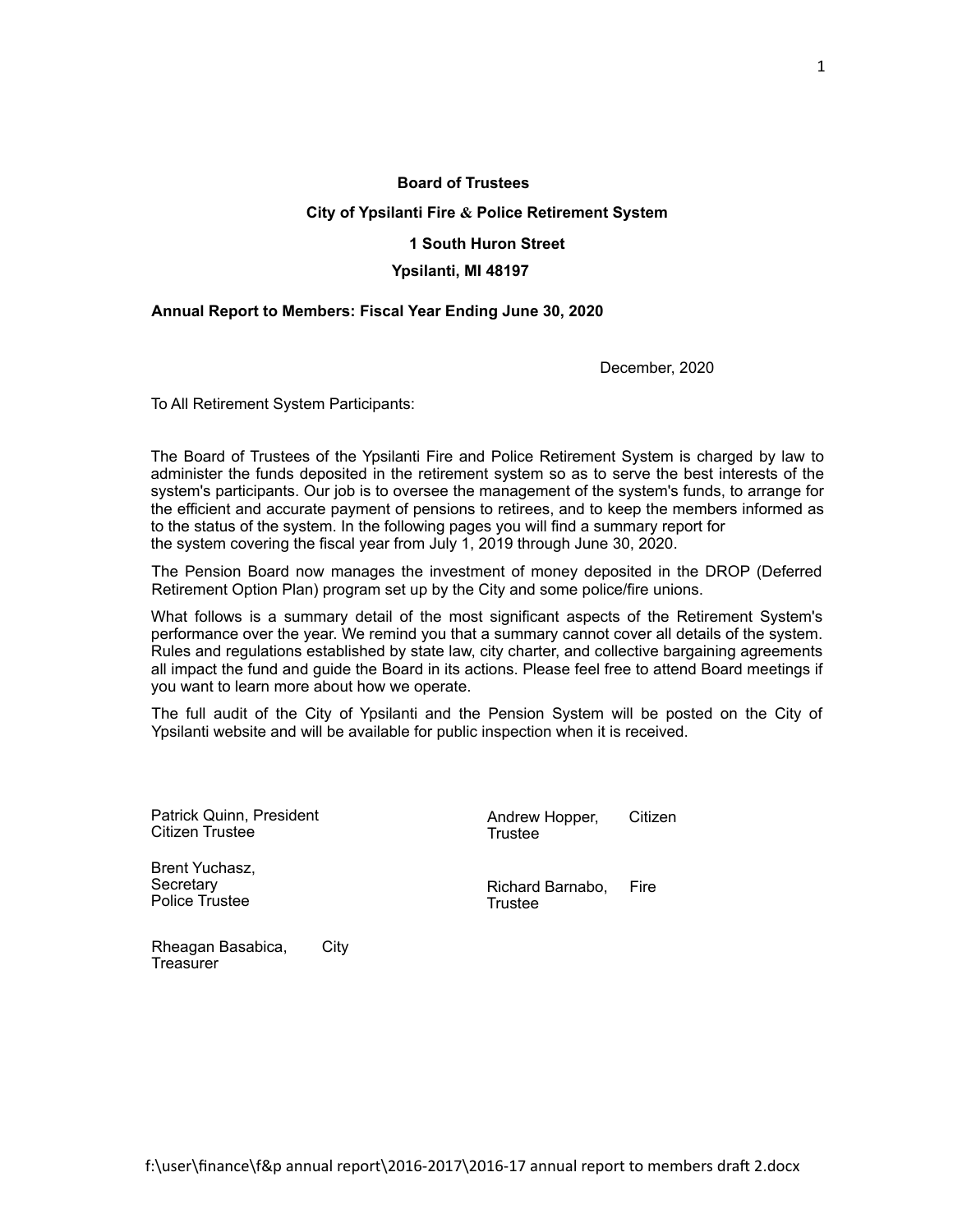**Board of Trustees**

**City of Ypsilanti Fire & Police Retirement System**

**1 South Huron Street**

**Ypsilanti, MI 48197**

**Annual Report to Members: Fiscal Year Ending June 30, 2020**

December, 2020

To All Retirement System Participants:

The Board of Trustees of the Ypsilanti Fire and Police Retirement System is charged by law to administer the funds deposited in the retirement system so as to serve the best interests of the system's participants. Our job is to oversee the management of the system's funds, to arrange for the efficient and accurate payment of pensions to retirees, and to keep the members informed as to the status of the system. In the following pages you will find a summary report for the system covering the fiscal year from July 1, 2019 through June 30, 2020.

The Pension Board now manages the investment of money deposited in the DROP (Deferred Retirement Option Plan) program set up by the City and some police/fire unions.

What follows is a summary detail of the most significant aspects of the Retirement System's performance over the year. We remind you that a summary cannot cover all details of the system. Rules and regulations established by state law, city charter, and collective bargaining agreements all impact the fund and guide the Board in its actions. Please feel free to attend Board meetings if you want to learn more about how we operate.

The full audit of the City of Ypsilanti and the Pension System will be posted on the City of Ypsilanti website and will be available for public inspection when it is received.

Patrick Quinn, President
Citizen Trustee

Andrew Hopper, Citizen Trustee

Brent Yuchasz, Secretary
Police Trustee

Richard Barnabo, Fire Trustee

Rheagan Basabica, City Treasurer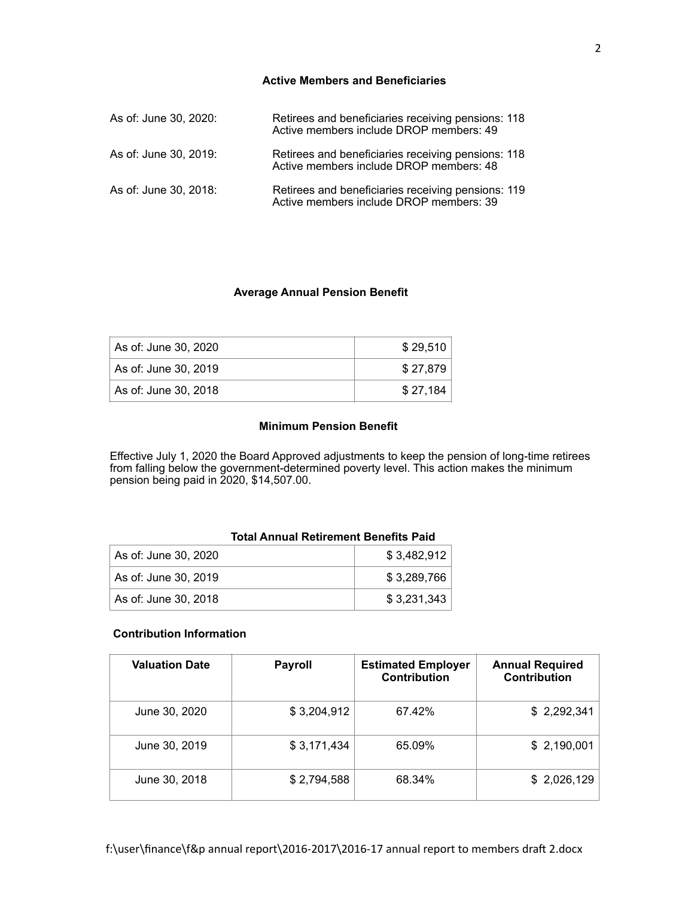## Active Members and Beneficiaries

As of: June 30, 2020: Retirees and beneficiaries receiving pensions: 118
Active members include DROP members: 49

As of: June 30, 2019: Retirees and beneficiaries receiving pensions: 118
Active members include DROP members: 48

As of: June 30, 2018: Retirees and beneficiaries receiving pensions: 119
Active members include DROP members: 39

## Average Annual Pension Benefit

| | |
|---|---|
| As of: June 30, 2020 | $ 29,510 |
| As of: June 30, 2019 | $ 27,879 |
| As of: June 30, 2018 | $ 27,184 |

## Minimum Pension Benefit

Effective July 1, 2020 the Board Approved adjustments to keep the pension of long-time retirees from falling below the government-determined poverty level. This action makes the minimum pension being paid in 2020, $14,507.00.

## Total Annual Retirement Benefits Paid

| | |
|---|---|
| As of: June 30, 2020 | $ 3,482,912 |
| As of: June 30, 2019 | $ 3,289,766 |
| As of: June 30, 2018 | $ 3,231,343 |

**Contribution Information**

| Valuation Date | Payroll | Estimated Employer Contribution | Annual Required Contribution |
|---|---|---|---|
| June 30, 2020 | $ 3,204,912 | 67.42% | $ 2,292,341 |
| June 30, 2019 | $ 3,171,434 | 65.09% | $ 2,190,001 |
| June 30, 2018 | $ 2,794,588 | 68.34% | $ 2,026,129 |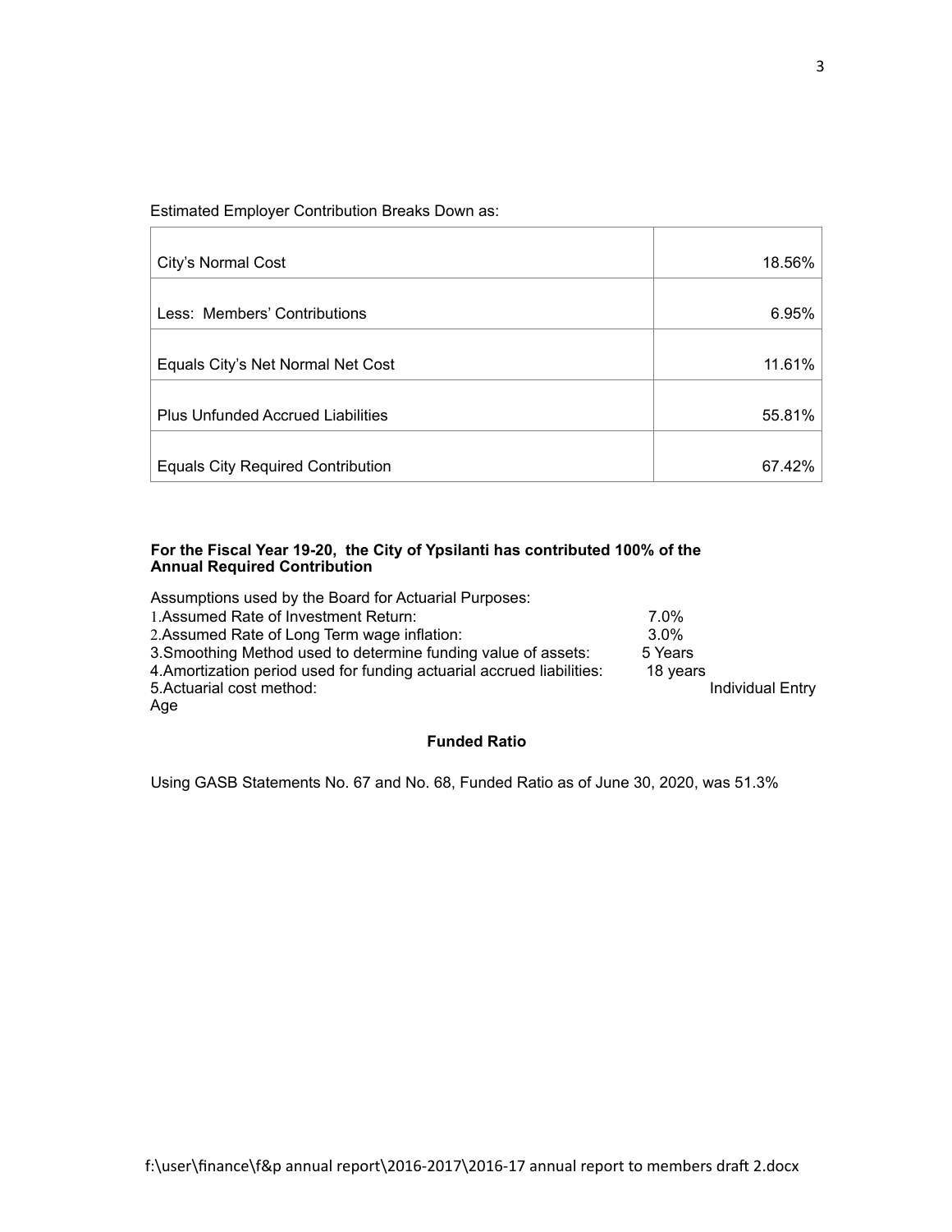Estimated Employer Contribution Breaks Down as:

| | |
|---|---|
| City's Normal Cost | 18.56% |
| Less: Members' Contributions | 6.95% |
| Equals City's Net Normal Net Cost | 11.61% |
| Plus Unfunded Accrued Liabilities | 55.81% |
| Equals City Required Contribution | 67.42% |

**For the Fiscal Year 19-20, the City of Ypsilanti has contributed 100% of the Annual Required Contribution**

Assumptions used by the Board for Actuarial Purposes:

1. Assumed Rate of Investment Return: 7.0%
2. Assumed Rate of Long Term wage inflation: 3.0%
3. Smoothing Method used to determine funding value of assets: 5 Years
4. Amortization period used for funding actuarial accrued liabilities: 18 years
5. Actuarial cost method: Individual Entry Age

**Funded Ratio**

Using GASB Statements No. 67 and No. 68, Funded Ratio as of June 30, 2020, was 51.3%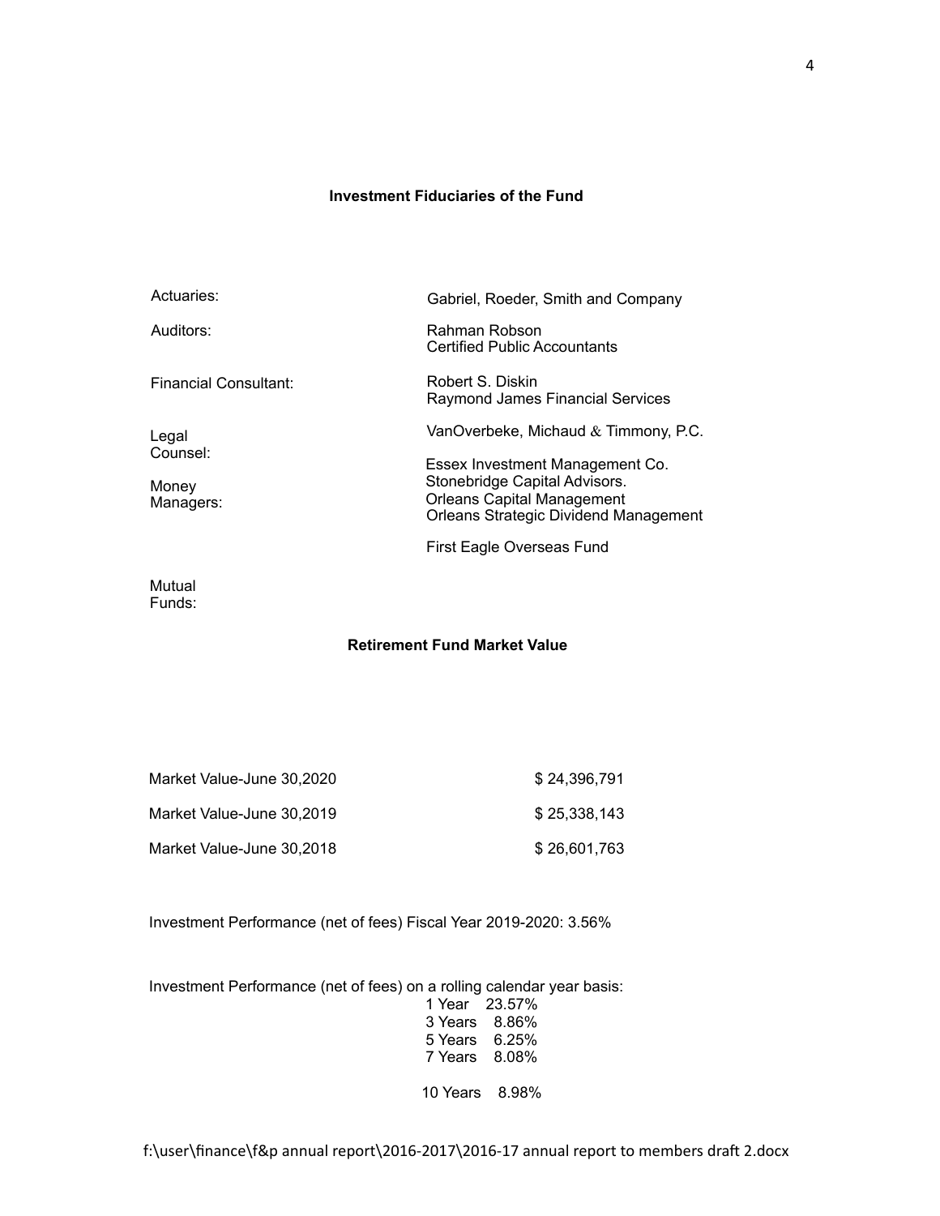## Investment Fiduciaries of the Fund

| | |
|---|---|
| Actuaries: | Gabriel, Roeder, Smith and Company |
| Auditors: | Rahman Robson<br>Certified Public Accountants |
| Financial Consultant: | Robert S. Diskin<br>Raymond James Financial Services |
| Legal Counsel: | VanOverbeke, Michaud & Timmony, P.C. |
| Money Managers: | Essex Investment Management Co.<br>Stonebridge Capital Advisors.<br>Orleans Capital Management<br>Orleans Strategic Dividend Management |
| Mutual Funds: | First Eagle Overseas Fund |

## Retirement Fund Market Value

| | |
|---|---|
| Market Value-June 30,2020 | $ 24,396,791 |
| Market Value-June 30,2019 | $ 25,338,143 |
| Market Value-June 30,2018 | $ 26,601,763 |

Investment Performance (net of fees) Fiscal Year 2019-2020: 3.56%

Investment Performance (net of fees) on a rolling calendar year basis:

| | |
|---|---|
| 1 Year | 23.57% |
| 3 Years | 8.86% |
| 5 Years | 6.25% |
| 7 Years | 8.08% |
| 10 Years | 8.98% |

f:\user\finance\f&p annual report\2016-2017\2016-17 annual report to members draft 2.docx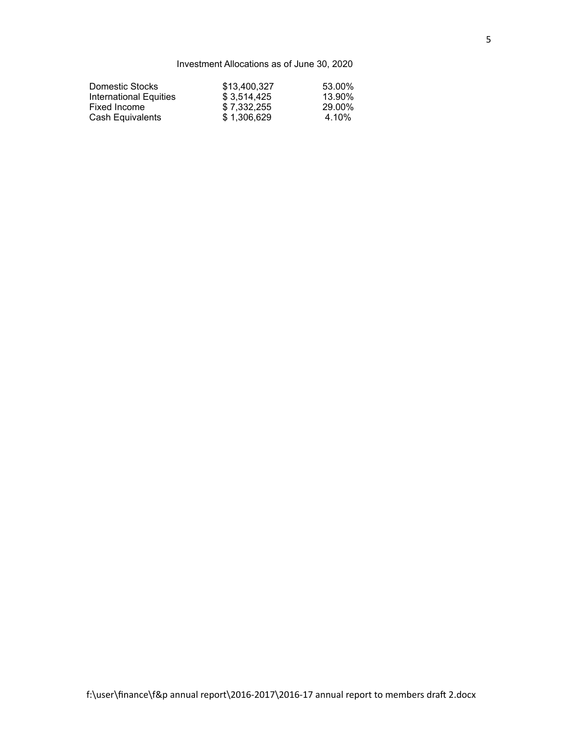Investment Allocations as of June 30, 2020

| | | |
|---|---|---|
| Domestic Stocks | $13,400,327 | 53.00% |
| International Equities | $ 3,514,425 | 13.90% |
| Fixed Income | $ 7,332,255 | 29.00% |
| Cash Equivalents | $ 1,306,629 | 4.10% |